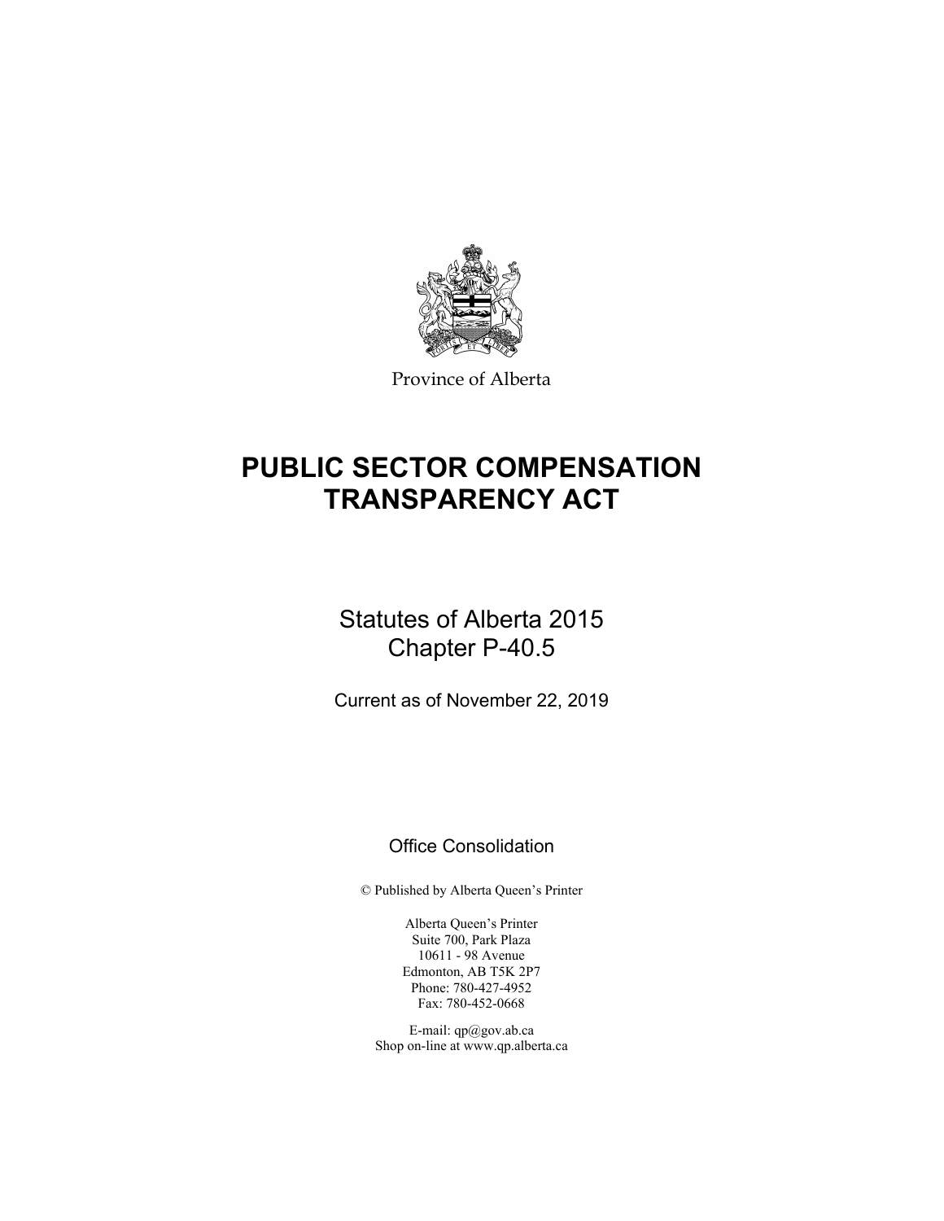Province of Alberta

# PUBLIC SECTOR COMPENSATION TRANSPARENCY ACT

Statutes of Alberta 2015
Chapter P-40.5

Current as of November 22, 2019

Office Consolidation

© Published by Alberta Queen's Printer

Alberta Queen's Printer
Suite 700, Park Plaza
10611 - 98 Avenue
Edmonton, AB T5K 2P7
Phone: 780-427-4952
Fax: 780-452-0668

E-mail: qp@gov.ab.ca
Shop on-line at www.qp.alberta.ca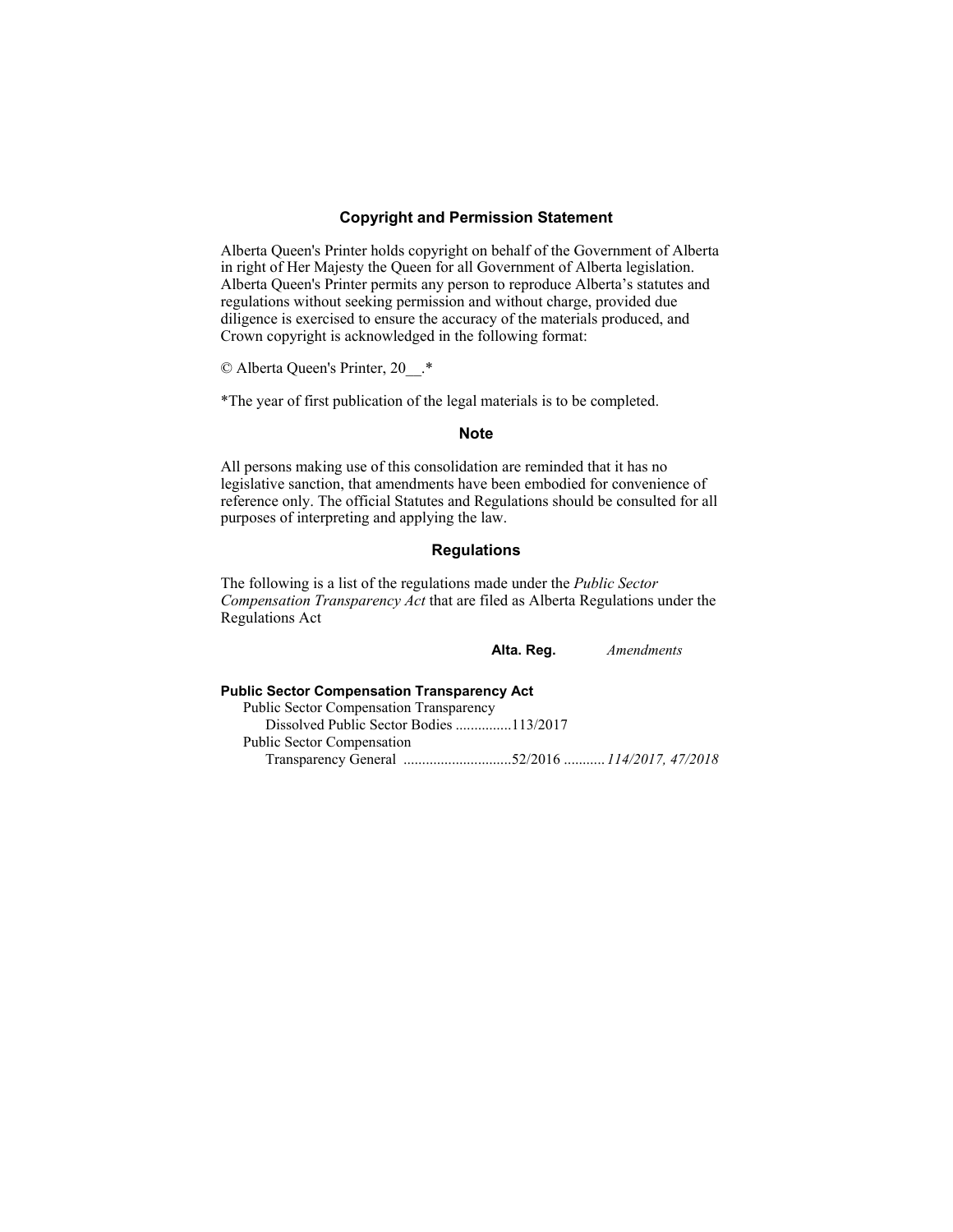## Copyright and Permission Statement

Alberta Queen's Printer holds copyright on behalf of the Government of Alberta in right of Her Majesty the Queen for all Government of Alberta legislation. Alberta Queen's Printer permits any person to reproduce Alberta's statutes and regulations without seeking permission and without charge, provided due diligence is exercised to ensure the accuracy of the materials produced, and Crown copyright is acknowledged in the following format:

© Alberta Queen's Printer, 20__.*

*The year of first publication of the legal materials is to be completed.

## Note

All persons making use of this consolidation are reminded that it has no legislative sanction, that amendments have been embodied for convenience of reference only. The official Statutes and Regulations should be consulted for all purposes of interpreting and applying the law.

## Regulations

The following is a list of the regulations made under the *Public Sector Compensation Transparency Act* that are filed as Alberta Regulations under the Regulations Act

| | **Alta. Reg.** | *Amendments* |
|---|---|---|
| **Public Sector Compensation Transparency Act** | | |
| Public Sector Compensation Transparency Dissolved Public Sector Bodies | 113/2017 | |
| Public Sector Compensation Transparency General | 52/2016 | *114/2017, 47/2018* |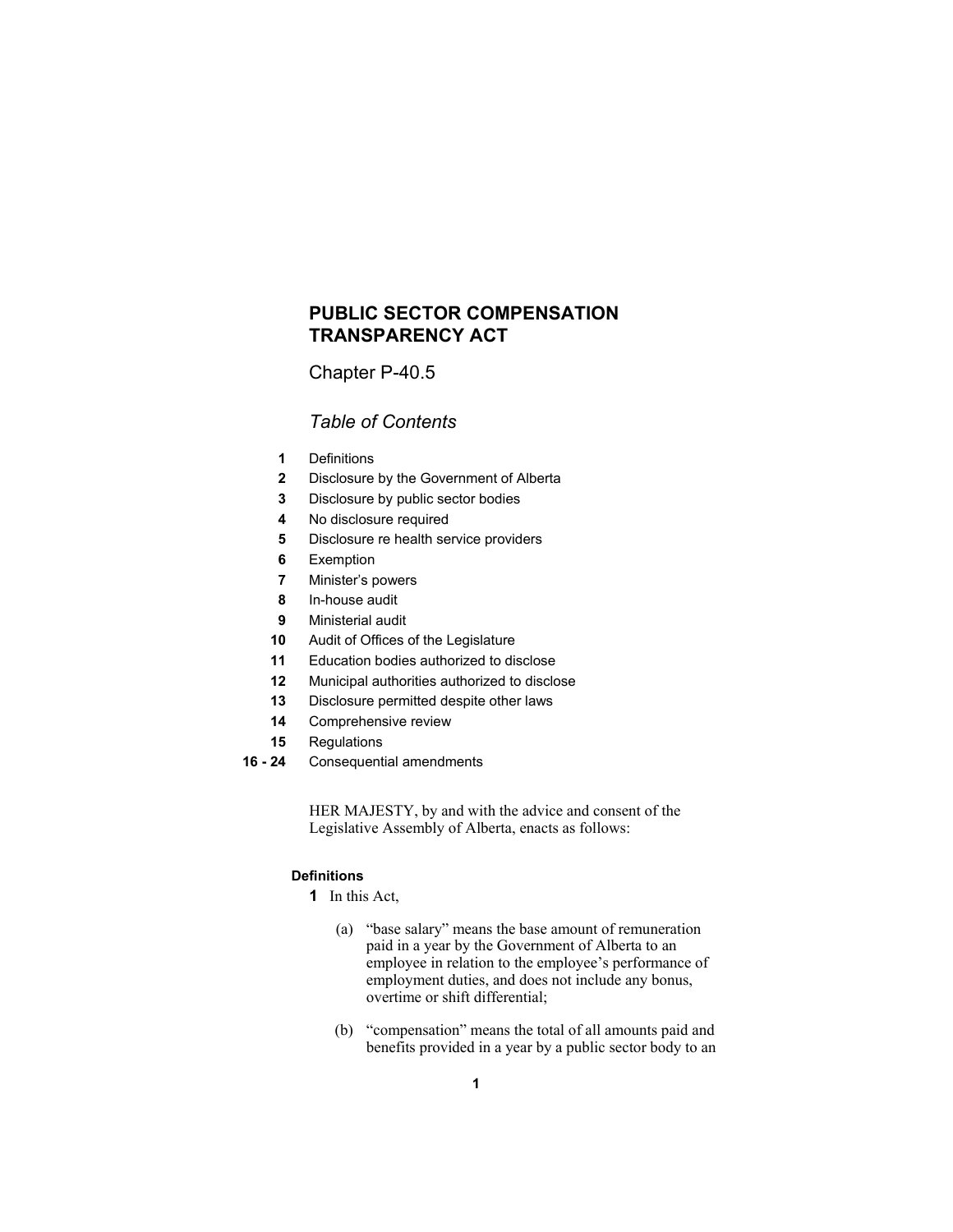# PUBLIC SECTOR COMPENSATION TRANSPARENCY ACT

Chapter P-40.5

*Table of Contents*

| | |
|---|---|
| **1** | Definitions |
| **2** | Disclosure by the Government of Alberta |
| **3** | Disclosure by public sector bodies |
| **4** | No disclosure required |
| **5** | Disclosure re health service providers |
| **6** | Exemption |
| **7** | Minister's powers |
| **8** | In-house audit |
| **9** | Ministerial audit |
| **10** | Audit of Offices of the Legislature |
| **11** | Education bodies authorized to disclose |
| **12** | Municipal authorities authorized to disclose |
| **13** | Disclosure permitted despite other laws |
| **14** | Comprehensive review |
| **15** | Regulations |
| **16 - 24** | Consequential amendments |

HER MAJESTY, by and with the advice and consent of the Legislative Assembly of Alberta, enacts as follows:

#### Definitions

**1** In this Act,

(a) "base salary" means the base amount of remuneration paid in a year by the Government of Alberta to an employee in relation to the employee's performance of employment duties, and does not include any bonus, overtime or shift differential;

(b) "compensation" means the total of all amounts paid and benefits provided in a year by a public sector body to an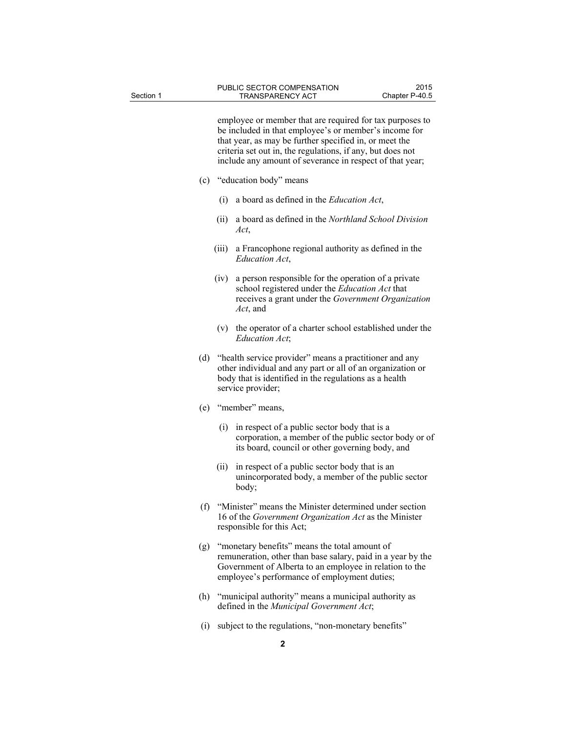employee or member that are required for tax purposes to be included in that employee's or member's income for that year, as may be further specified in, or meet the criteria set out in, the regulations, if any, but does not include any amount of severance in respect of that year;

(c) "education body" means

(i) a board as defined in the *Education Act*,

(ii) a board as defined in the *Northland School Division Act*,

(iii) a Francophone regional authority as defined in the *Education Act*,

(iv) a person responsible for the operation of a private school registered under the *Education Act* that receives a grant under the *Government Organization Act*, and

(v) the operator of a charter school established under the *Education Act*;

(d) "health service provider" means a practitioner and any other individual and any part or all of an organization or body that is identified in the regulations as a health service provider;

(e) "member" means,

(i) in respect of a public sector body that is a corporation, a member of the public sector body or of its board, council or other governing body, and

(ii) in respect of a public sector body that is an unincorporated body, a member of the public sector body;

(f) "Minister" means the Minister determined under section 16 of the *Government Organization Act* as the Minister responsible for this Act;

(g) "monetary benefits" means the total amount of remuneration, other than base salary, paid in a year by the Government of Alberta to an employee in relation to the employee's performance of employment duties;

(h) "municipal authority" means a municipal authority as defined in the *Municipal Government Act*;

(i) subject to the regulations, "non-monetary benefits"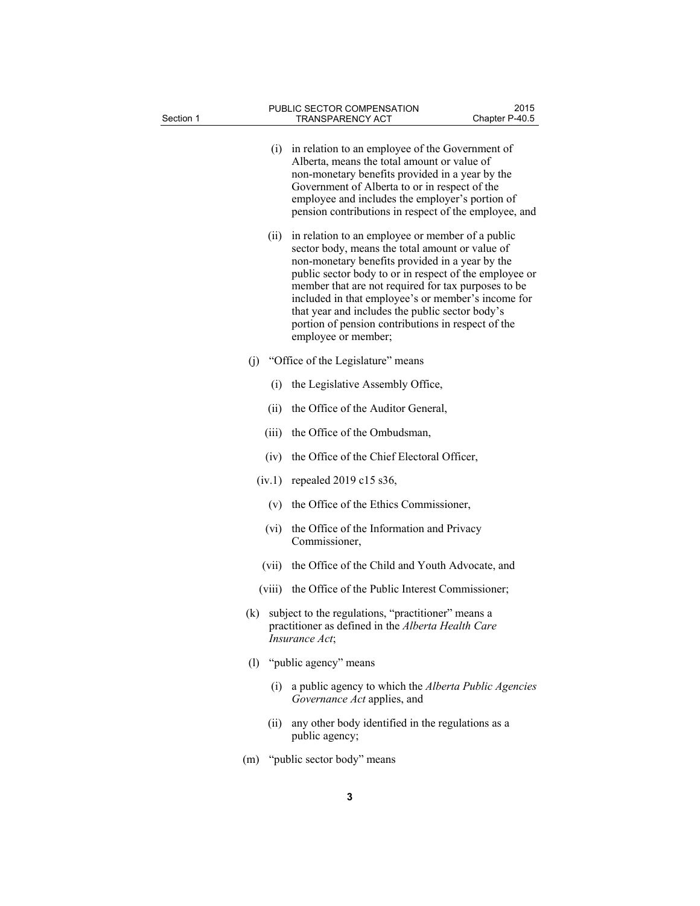(i) in relation to an employee of the Government of Alberta, means the total amount or value of non-monetary benefits provided in a year by the Government of Alberta to or in respect of the employee and includes the employer's portion of pension contributions in respect of the employee, and

(ii) in relation to an employee or member of a public sector body, means the total amount or value of non-monetary benefits provided in a year by the public sector body to or in respect of the employee or member that are not required for tax purposes to be included in that employee's or member's income for that year and includes the public sector body's portion of pension contributions in respect of the employee or member;

(j) "Office of the Legislature" means

(i) the Legislative Assembly Office,

(ii) the Office of the Auditor General,

(iii) the Office of the Ombudsman,

(iv) the Office of the Chief Electoral Officer,

(iv.1) repealed 2019 c15 s36,

(v) the Office of the Ethics Commissioner,

(vi) the Office of the Information and Privacy Commissioner,

(vii) the Office of the Child and Youth Advocate, and

(viii) the Office of the Public Interest Commissioner;

(k) subject to the regulations, "practitioner" means a practitioner as defined in the *Alberta Health Care Insurance Act*;

(l) "public agency" means

(i) a public agency to which the *Alberta Public Agencies Governance Act* applies, and

(ii) any other body identified in the regulations as a public agency;

(m) "public sector body" means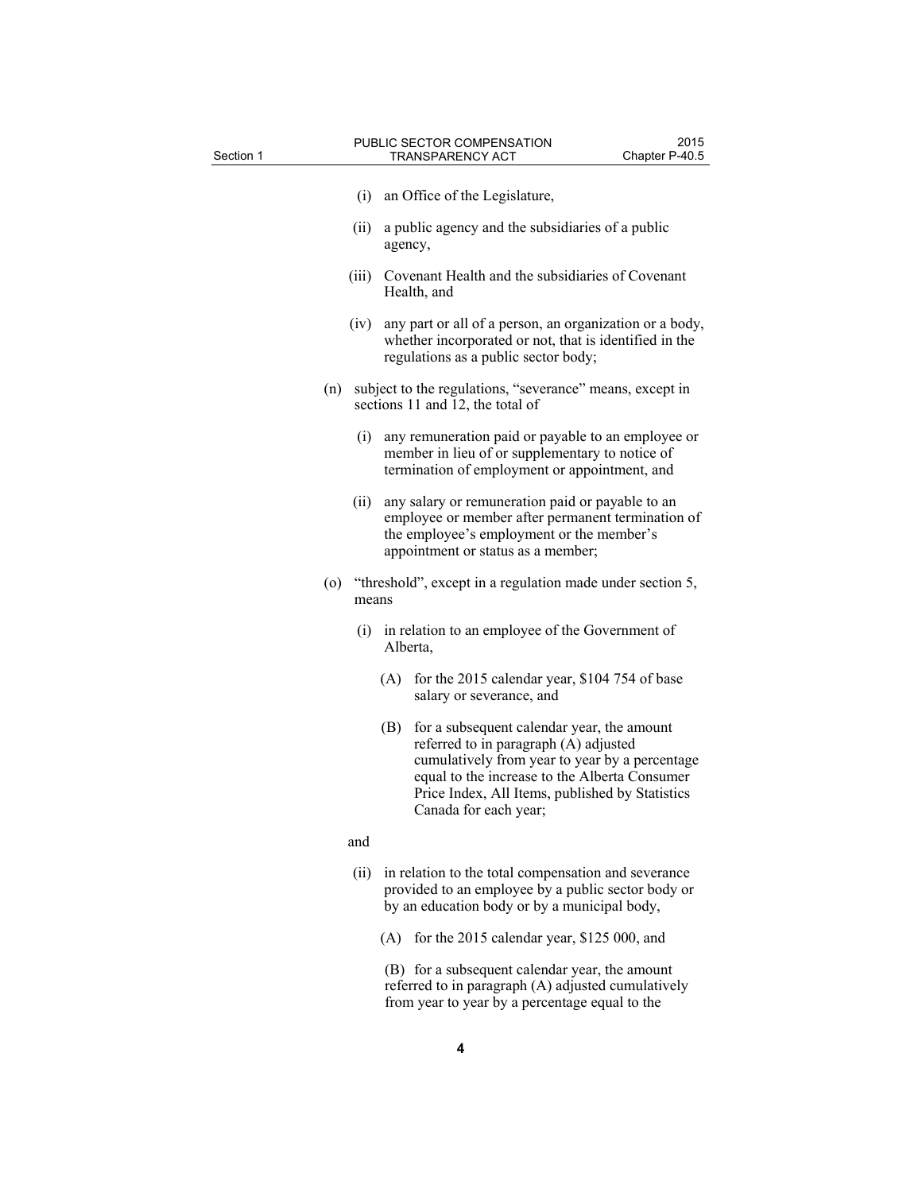(i) an Office of the Legislature,

(ii) a public agency and the subsidiaries of a public agency,

(iii) Covenant Health and the subsidiaries of Covenant Health, and

(iv) any part or all of a person, an organization or a body, whether incorporated or not, that is identified in the regulations as a public sector body;

(n) subject to the regulations, "severance" means, except in sections 11 and 12, the total of

(i) any remuneration paid or payable to an employee or member in lieu of or supplementary to notice of termination of employment or appointment, and

(ii) any salary or remuneration paid or payable to an employee or member after permanent termination of the employee's employment or the member's appointment or status as a member;

(o) "threshold", except in a regulation made under section 5, means

(i) in relation to an employee of the Government of Alberta,

(A) for the 2015 calendar year, $104 754 of base salary or severance, and

(B) for a subsequent calendar year, the amount referred to in paragraph (A) adjusted cumulatively from year to year by a percentage equal to the increase to the Alberta Consumer Price Index, All Items, published by Statistics Canada for each year;

and

(ii) in relation to the total compensation and severance provided to an employee by a public sector body or by an education body or by a municipal body,

(A) for the 2015 calendar year, $125 000, and

(B) for a subsequent calendar year, the amount referred to in paragraph (A) adjusted cumulatively from year to year by a percentage equal to the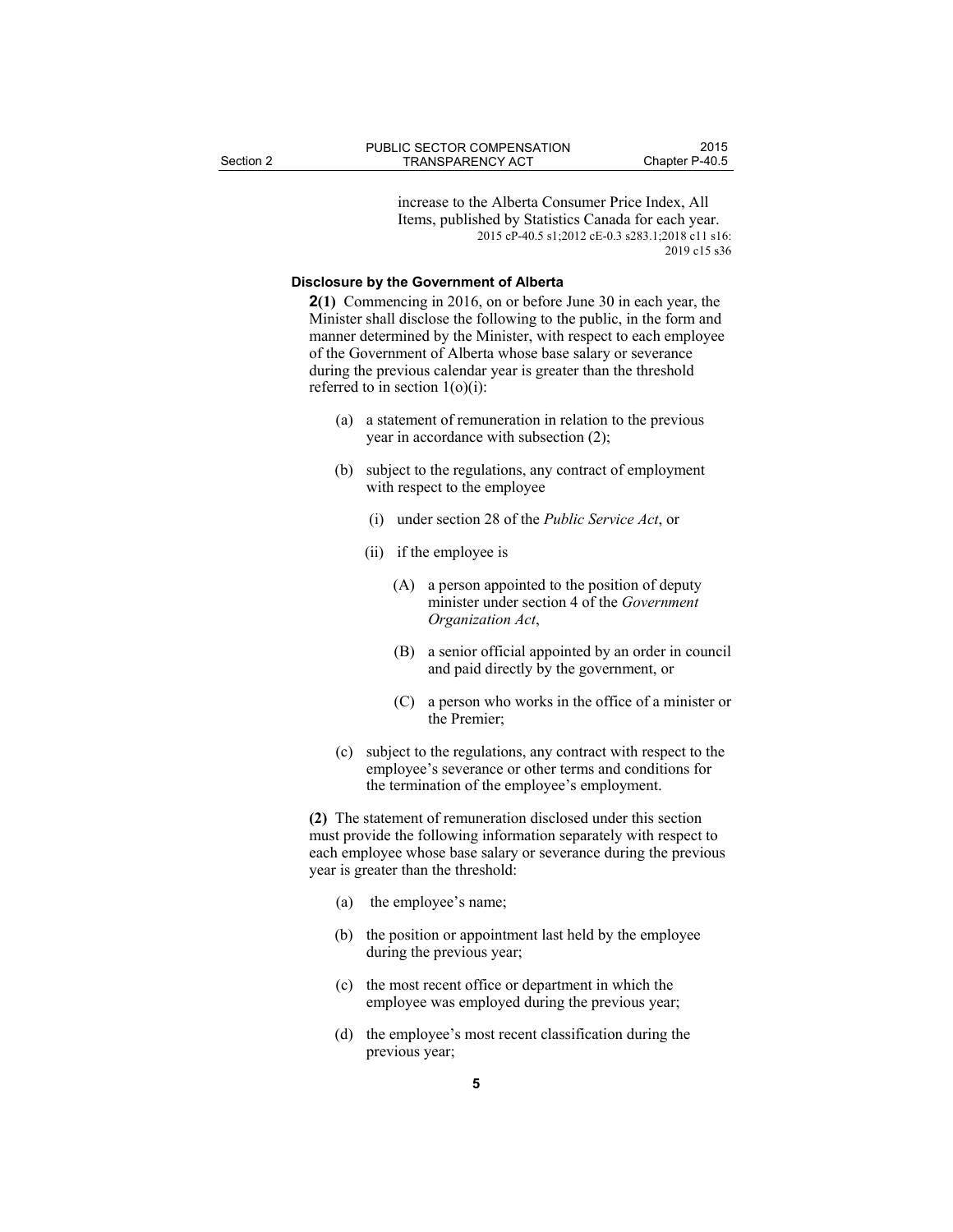increase to the Alberta Consumer Price Index, All Items, published by Statistics Canada for each year.

2015 cP-40.5 s1;2012 cE-0.3 s283.1;2018 c11 s16: 2019 c15 s36

### Disclosure by the Government of Alberta

**2(1)** Commencing in 2016, on or before June 30 in each year, the Minister shall disclose the following to the public, in the form and manner determined by the Minister, with respect to each employee of the Government of Alberta whose base salary or severance during the previous calendar year is greater than the threshold referred to in section 1(o)(i):

(a) a statement of remuneration in relation to the previous year in accordance with subsection (2);

(b) subject to the regulations, any contract of employment with respect to the employee

(i) under section 28 of the *Public Service Act*, or

(ii) if the employee is

(A) a person appointed to the position of deputy minister under section 4 of the *Government Organization Act*,

(B) a senior official appointed by an order in council and paid directly by the government, or

(C) a person who works in the office of a minister or the Premier;

(c) subject to the regulations, any contract with respect to the employee's severance or other terms and conditions for the termination of the employee's employment.

**(2)** The statement of remuneration disclosed under this section must provide the following information separately with respect to each employee whose base salary or severance during the previous year is greater than the threshold:

(a) the employee's name;

(b) the position or appointment last held by the employee during the previous year;

(c) the most recent office or department in which the employee was employed during the previous year;

(d) the employee's most recent classification during the previous year;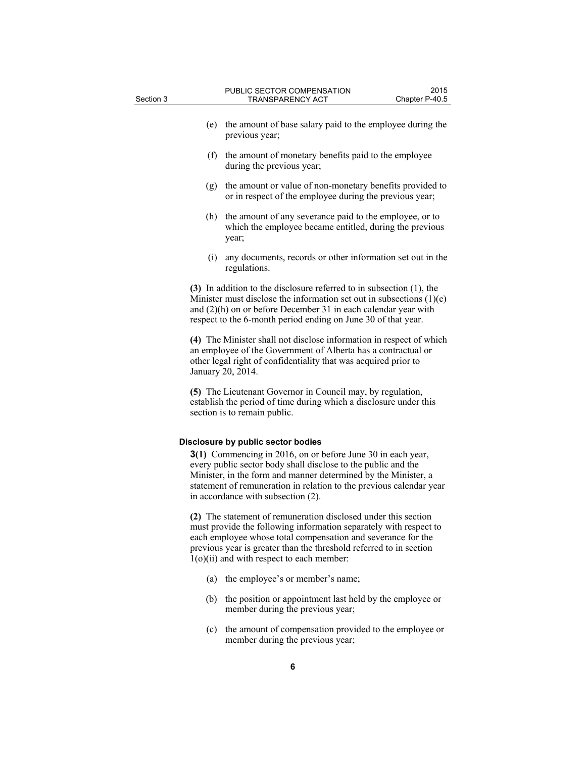(e) the amount of base salary paid to the employee during the previous year;

(f) the amount of monetary benefits paid to the employee during the previous year;

(g) the amount or value of non-monetary benefits provided to or in respect of the employee during the previous year;

(h) the amount of any severance paid to the employee, or to which the employee became entitled, during the previous year;

(i) any documents, records or other information set out in the regulations.

**(3)** In addition to the disclosure referred to in subsection (1), the Minister must disclose the information set out in subsections (1)(c) and (2)(h) on or before December 31 in each calendar year with respect to the 6-month period ending on June 30 of that year.

**(4)** The Minister shall not disclose information in respect of which an employee of the Government of Alberta has a contractual or other legal right of confidentiality that was acquired prior to January 20, 2014.

**(5)** The Lieutenant Governor in Council may, by regulation, establish the period of time during which a disclosure under this section is to remain public.

**Disclosure by public sector bodies**

**3(1)** Commencing in 2016, on or before June 30 in each year, every public sector body shall disclose to the public and the Minister, in the form and manner determined by the Minister, a statement of remuneration in relation to the previous calendar year in accordance with subsection (2).

**(2)** The statement of remuneration disclosed under this section must provide the following information separately with respect to each employee whose total compensation and severance for the previous year is greater than the threshold referred to in section 1(o)(ii) and with respect to each member:

(a) the employee's or member's name;

(b) the position or appointment last held by the employee or member during the previous year;

(c) the amount of compensation provided to the employee or member during the previous year;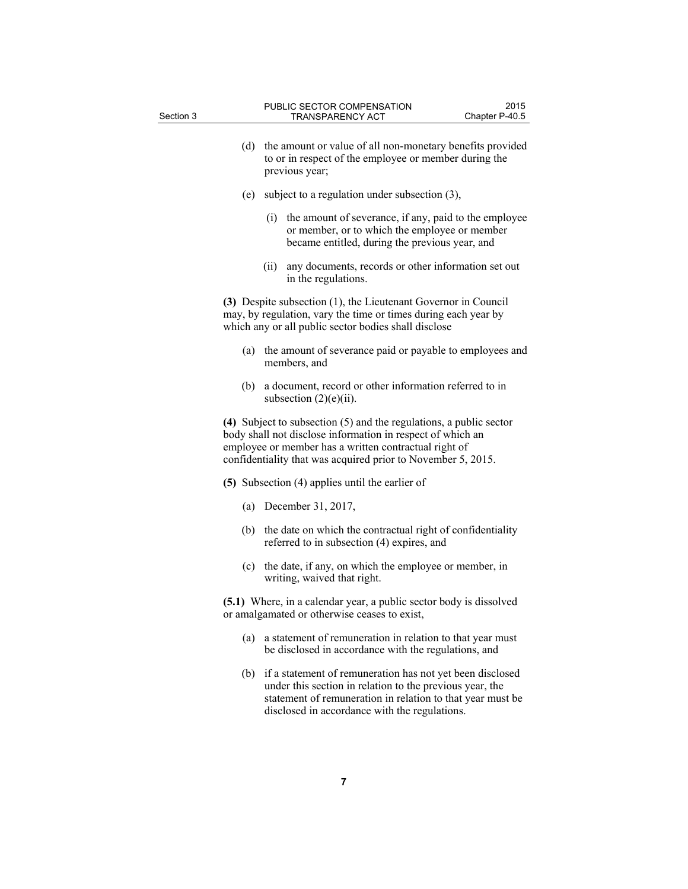(d) the amount or value of all non-monetary benefits provided to or in respect of the employee or member during the previous year;

(e) subject to a regulation under subsection (3),

(i) the amount of severance, if any, paid to the employee or member, or to which the employee or member became entitled, during the previous year, and

(ii) any documents, records or other information set out in the regulations.

**(3)** Despite subsection (1), the Lieutenant Governor in Council may, by regulation, vary the time or times during each year by which any or all public sector bodies shall disclose

(a) the amount of severance paid or payable to employees and members, and

(b) a document, record or other information referred to in subsection (2)(e)(ii).

**(4)** Subject to subsection (5) and the regulations, a public sector body shall not disclose information in respect of which an employee or member has a written contractual right of confidentiality that was acquired prior to November 5, 2015.

**(5)** Subsection (4) applies until the earlier of

(a) December 31, 2017,

(b) the date on which the contractual right of confidentiality referred to in subsection (4) expires, and

(c) the date, if any, on which the employee or member, in writing, waived that right.

**(5.1)** Where, in a calendar year, a public sector body is dissolved or amalgamated or otherwise ceases to exist,

(a) a statement of remuneration in relation to that year must be disclosed in accordance with the regulations, and

(b) if a statement of remuneration has not yet been disclosed under this section in relation to the previous year, the statement of remuneration in relation to that year must be disclosed in accordance with the regulations.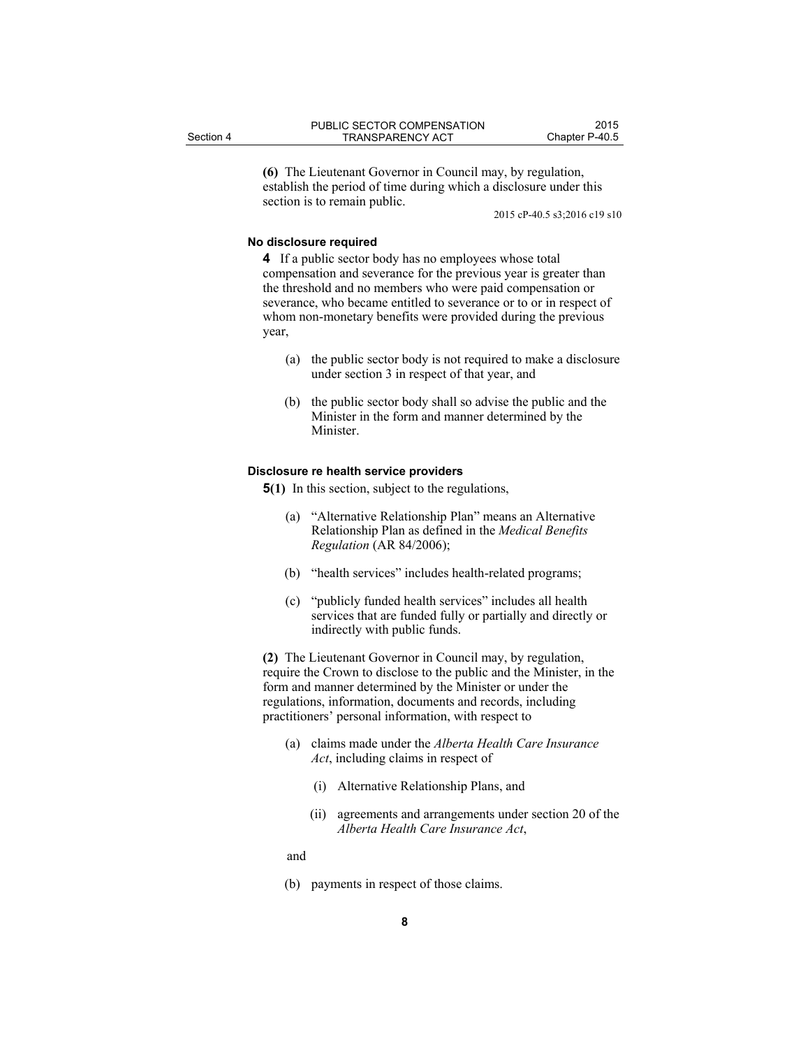**(6)** The Lieutenant Governor in Council may, by regulation, establish the period of time during which a disclosure under this section is to remain public.

2015 cP-40.5 s3;2016 c19 s10

**No disclosure required**

**4** If a public sector body has no employees whose total compensation and severance for the previous year is greater than the threshold and no members who were paid compensation or severance, who became entitled to severance or to or in respect of whom non-monetary benefits were provided during the previous year,

(a) the public sector body is not required to make a disclosure under section 3 in respect of that year, and

(b) the public sector body shall so advise the public and the Minister in the form and manner determined by the Minister.

**Disclosure re health service providers**

**5(1)** In this section, subject to the regulations,

(a) "Alternative Relationship Plan" means an Alternative Relationship Plan as defined in the *Medical Benefits Regulation* (AR 84/2006);

(b) "health services" includes health-related programs;

(c) "publicly funded health services" includes all health services that are funded fully or partially and directly or indirectly with public funds.

**(2)** The Lieutenant Governor in Council may, by regulation, require the Crown to disclose to the public and the Minister, in the form and manner determined by the Minister or under the regulations, information, documents and records, including practitioners' personal information, with respect to

(a) claims made under the *Alberta Health Care Insurance Act*, including claims in respect of

(i) Alternative Relationship Plans, and

(ii) agreements and arrangements under section 20 of the *Alberta Health Care Insurance Act*,

and

(b) payments in respect of those claims.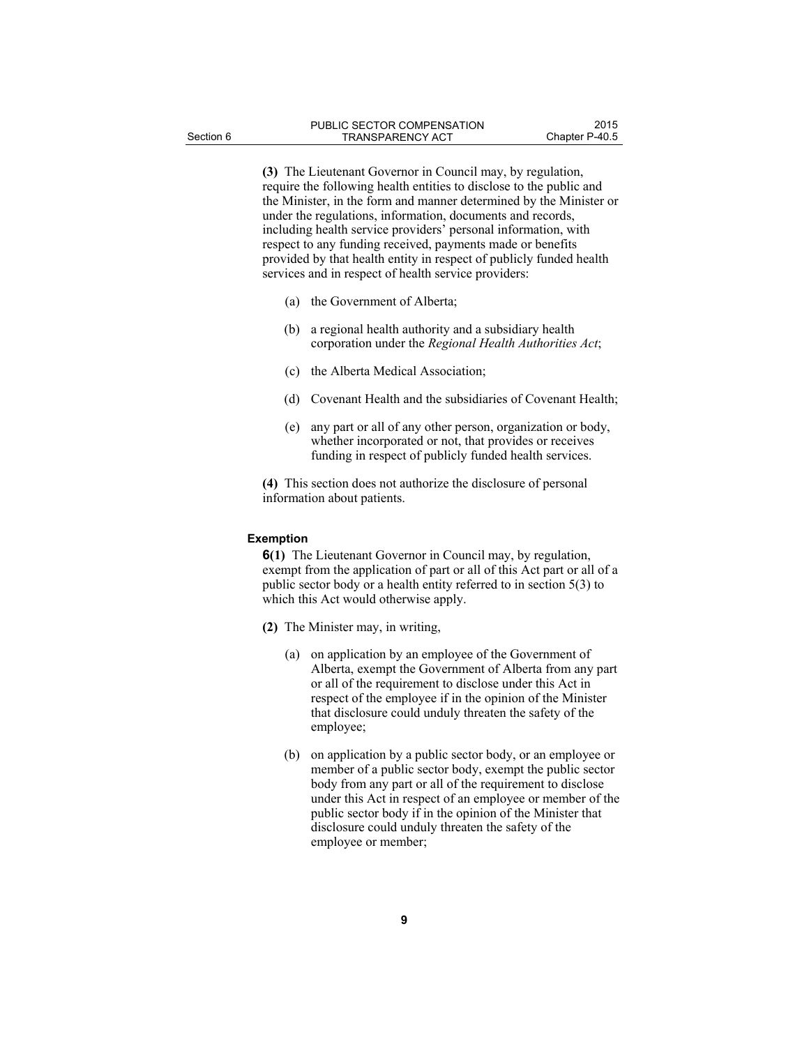**(3)** The Lieutenant Governor in Council may, by regulation, require the following health entities to disclose to the public and the Minister, in the form and manner determined by the Minister or under the regulations, information, documents and records, including health service providers' personal information, with respect to any funding received, payments made or benefits provided by that health entity in respect of publicly funded health services and in respect of health service providers:

(a) the Government of Alberta;

(b) a regional health authority and a subsidiary health corporation under the *Regional Health Authorities Act*;

(c) the Alberta Medical Association;

(d) Covenant Health and the subsidiaries of Covenant Health;

(e) any part or all of any other person, organization or body, whether incorporated or not, that provides or receives funding in respect of publicly funded health services.

**(4)** This section does not authorize the disclosure of personal information about patients.

**Exemption**

**6(1)** The Lieutenant Governor in Council may, by regulation, exempt from the application of part or all of this Act part or all of a public sector body or a health entity referred to in section 5(3) to which this Act would otherwise apply.

**(2)** The Minister may, in writing,

(a) on application by an employee of the Government of Alberta, exempt the Government of Alberta from any part or all of the requirement to disclose under this Act in respect of the employee if in the opinion of the Minister that disclosure could unduly threaten the safety of the employee;

(b) on application by a public sector body, or an employee or member of a public sector body, exempt the public sector body from any part or all of the requirement to disclose under this Act in respect of an employee or member of the public sector body if in the opinion of the Minister that disclosure could unduly threaten the safety of the employee or member;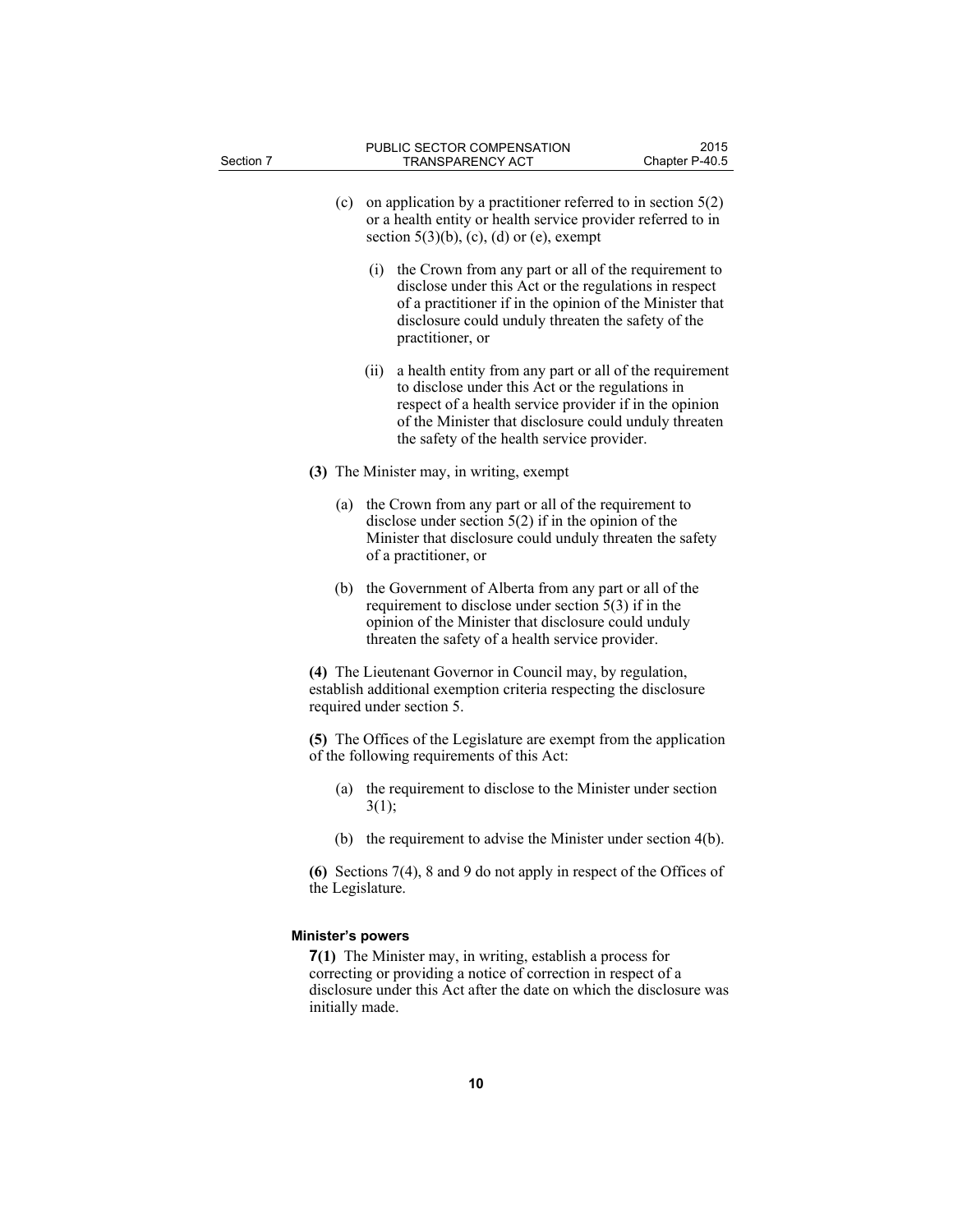(c) on application by a practitioner referred to in section 5(2) or a health entity or health service provider referred to in section 5(3)(b), (c), (d) or (e), exempt

(i) the Crown from any part or all of the requirement to disclose under this Act or the regulations in respect of a practitioner if in the opinion of the Minister that disclosure could unduly threaten the safety of the practitioner, or

(ii) a health entity from any part or all of the requirement to disclose under this Act or the regulations in respect of a health service provider if in the opinion of the Minister that disclosure could unduly threaten the safety of the health service provider.

**(3)** The Minister may, in writing, exempt

(a) the Crown from any part or all of the requirement to disclose under section 5(2) if in the opinion of the Minister that disclosure could unduly threaten the safety of a practitioner, or

(b) the Government of Alberta from any part or all of the requirement to disclose under section 5(3) if in the opinion of the Minister that disclosure could unduly threaten the safety of a health service provider.

**(4)** The Lieutenant Governor in Council may, by regulation, establish additional exemption criteria respecting the disclosure required under section 5.

**(5)** The Offices of the Legislature are exempt from the application of the following requirements of this Act:

(a) the requirement to disclose to the Minister under section 3(1);

(b) the requirement to advise the Minister under section 4(b).

**(6)** Sections 7(4), 8 and 9 do not apply in respect of the Offices of the Legislature.

#### Minister's powers

**7(1)** The Minister may, in writing, establish a process for correcting or providing a notice of correction in respect of a disclosure under this Act after the date on which the disclosure was initially made.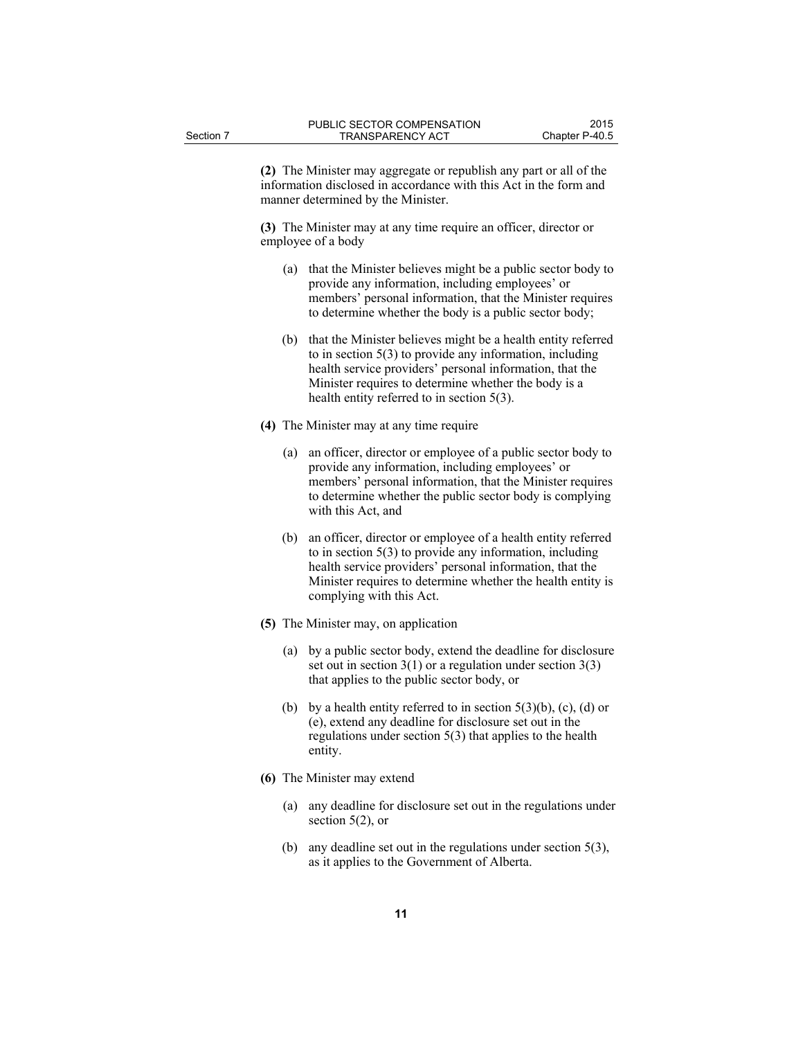**(2)** The Minister may aggregate or republish any part or all of the information disclosed in accordance with this Act in the form and manner determined by the Minister.

**(3)** The Minister may at any time require an officer, director or employee of a body

(a) that the Minister believes might be a public sector body to provide any information, including employees' or members' personal information, that the Minister requires to determine whether the body is a public sector body;

(b) that the Minister believes might be a health entity referred to in section 5(3) to provide any information, including health service providers' personal information, that the Minister requires to determine whether the body is a health entity referred to in section 5(3).

**(4)** The Minister may at any time require

(a) an officer, director or employee of a public sector body to provide any information, including employees' or members' personal information, that the Minister requires to determine whether the public sector body is complying with this Act, and

(b) an officer, director or employee of a health entity referred to in section 5(3) to provide any information, including health service providers' personal information, that the Minister requires to determine whether the health entity is complying with this Act.

**(5)** The Minister may, on application

(a) by a public sector body, extend the deadline for disclosure set out in section 3(1) or a regulation under section 3(3) that applies to the public sector body, or

(b) by a health entity referred to in section 5(3)(b), (c), (d) or (e), extend any deadline for disclosure set out in the regulations under section 5(3) that applies to the health entity.

**(6)** The Minister may extend

(a) any deadline for disclosure set out in the regulations under section 5(2), or

(b) any deadline set out in the regulations under section 5(3), as it applies to the Government of Alberta.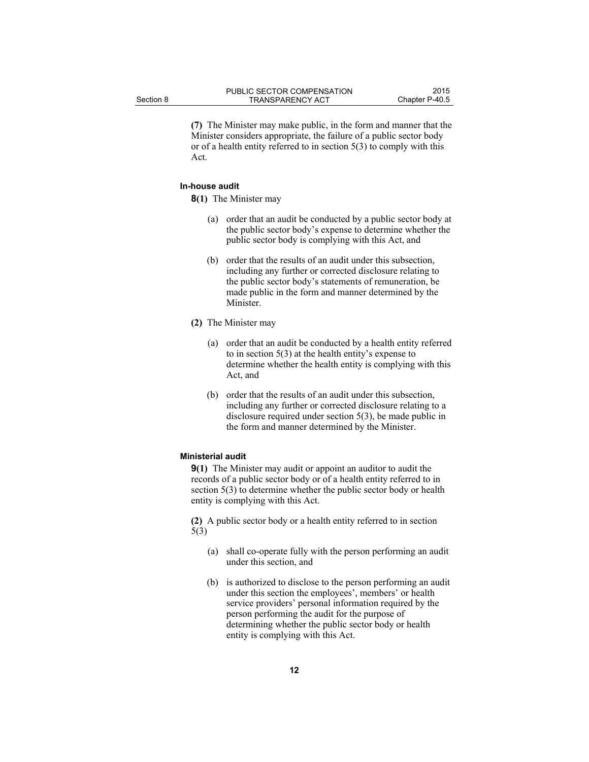**(7)** The Minister may make public, in the form and manner that the Minister considers appropriate, the failure of a public sector body or of a health entity referred to in section 5(3) to comply with this Act.

#### In-house audit

**8(1)** The Minister may

(a) order that an audit be conducted by a public sector body at the public sector body's expense to determine whether the public sector body is complying with this Act, and

(b) order that the results of an audit under this subsection, including any further or corrected disclosure relating to the public sector body's statements of remuneration, be made public in the form and manner determined by the Minister.

**(2)** The Minister may

(a) order that an audit be conducted by a health entity referred to in section 5(3) at the health entity's expense to determine whether the health entity is complying with this Act, and

(b) order that the results of an audit under this subsection, including any further or corrected disclosure relating to a disclosure required under section 5(3), be made public in the form and manner determined by the Minister.

#### Ministerial audit

**9(1)** The Minister may audit or appoint an auditor to audit the records of a public sector body or of a health entity referred to in section 5(3) to determine whether the public sector body or health entity is complying with this Act.

**(2)** A public sector body or a health entity referred to in section 5(3)

(a) shall co-operate fully with the person performing an audit under this section, and

(b) is authorized to disclose to the person performing an audit under this section the employees', members' or health service providers' personal information required by the person performing the audit for the purpose of determining whether the public sector body or health entity is complying with this Act.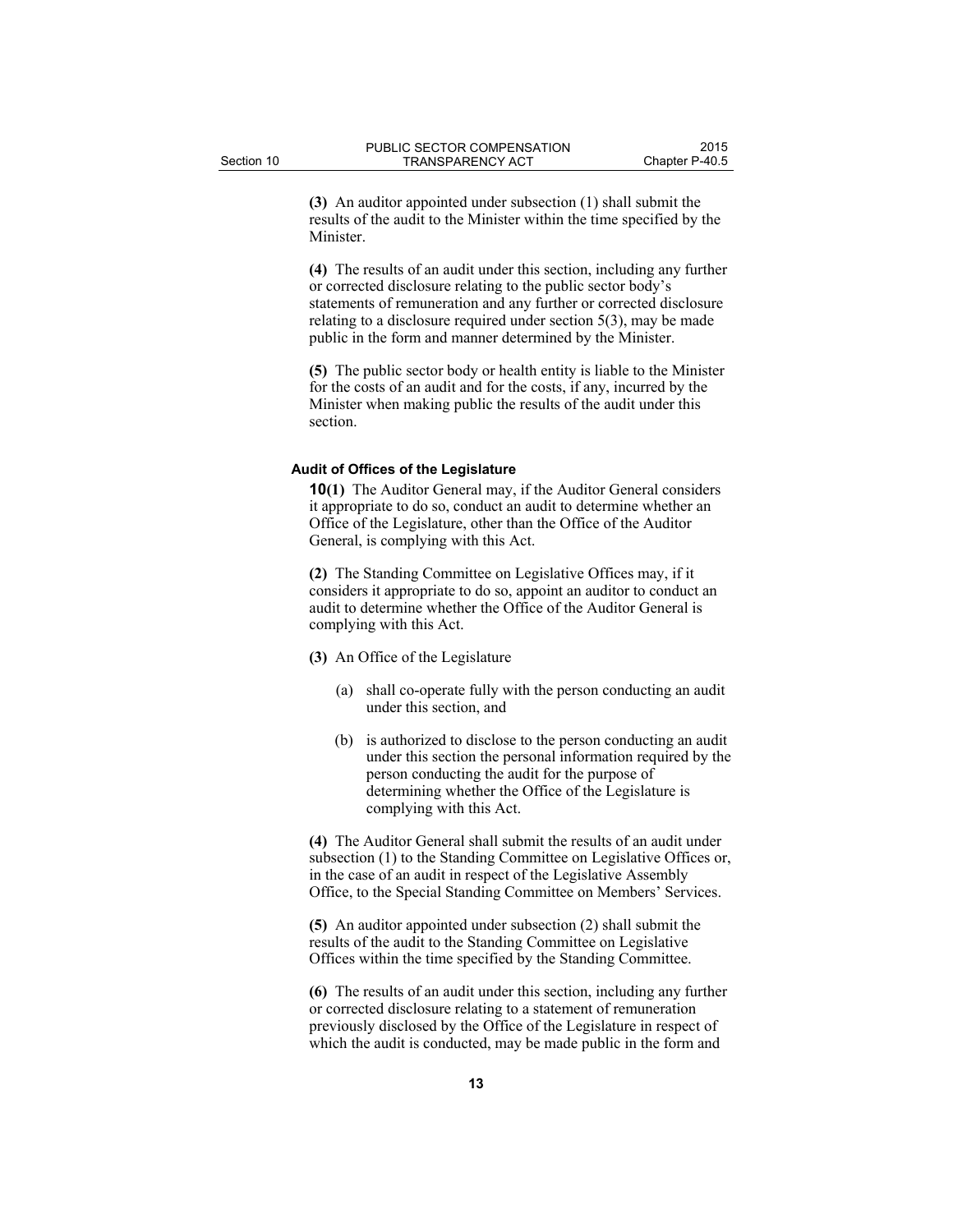**(3)** An auditor appointed under subsection (1) shall submit the results of the audit to the Minister within the time specified by the Minister.

**(4)** The results of an audit under this section, including any further or corrected disclosure relating to the public sector body's statements of remuneration and any further or corrected disclosure relating to a disclosure required under section 5(3), may be made public in the form and manner determined by the Minister.

**(5)** The public sector body or health entity is liable to the Minister for the costs of an audit and for the costs, if any, incurred by the Minister when making public the results of the audit under this section.

#### Audit of Offices of the Legislature

**10(1)** The Auditor General may, if the Auditor General considers it appropriate to do so, conduct an audit to determine whether an Office of the Legislature, other than the Office of the Auditor General, is complying with this Act.

**(2)** The Standing Committee on Legislative Offices may, if it considers it appropriate to do so, appoint an auditor to conduct an audit to determine whether the Office of the Auditor General is complying with this Act.

**(3)** An Office of the Legislature

- (a) shall co-operate fully with the person conducting an audit under this section, and
- (b) is authorized to disclose to the person conducting an audit under this section the personal information required by the person conducting the audit for the purpose of determining whether the Office of the Legislature is complying with this Act.

**(4)** The Auditor General shall submit the results of an audit under subsection (1) to the Standing Committee on Legislative Offices or, in the case of an audit in respect of the Legislative Assembly Office, to the Special Standing Committee on Members' Services.

**(5)** An auditor appointed under subsection (2) shall submit the results of the audit to the Standing Committee on Legislative Offices within the time specified by the Standing Committee.

**(6)** The results of an audit under this section, including any further or corrected disclosure relating to a statement of remuneration previously disclosed by the Office of the Legislature in respect of which the audit is conducted, may be made public in the form and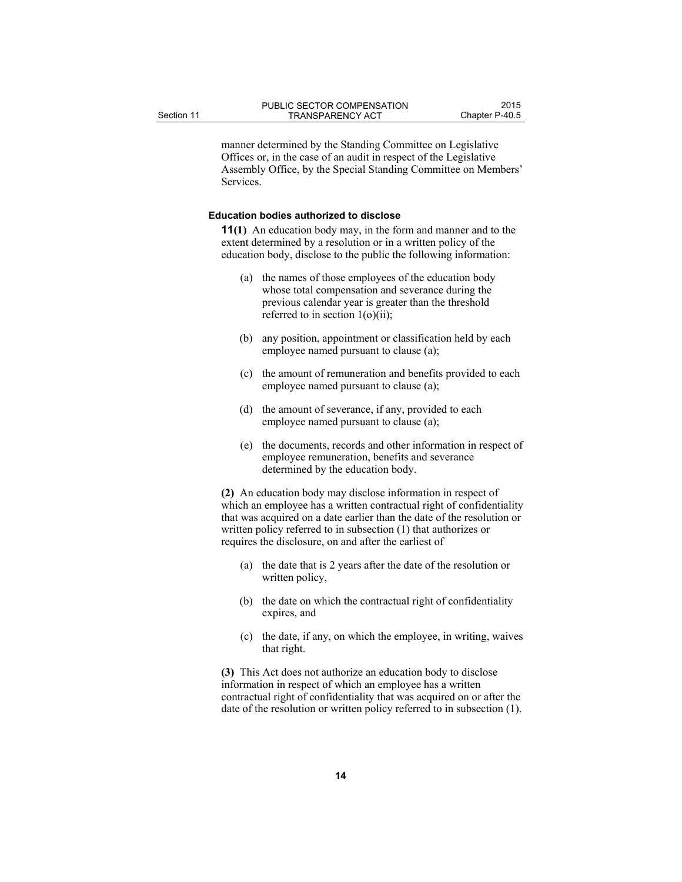manner determined by the Standing Committee on Legislative Offices or, in the case of an audit in respect of the Legislative Assembly Office, by the Special Standing Committee on Members' Services.

**Education bodies authorized to disclose**

**11(1)** An education body may, in the form and manner and to the extent determined by a resolution or in a written policy of the education body, disclose to the public the following information:

(a) the names of those employees of the education body whose total compensation and severance during the previous calendar year is greater than the threshold referred to in section 1(o)(ii);

(b) any position, appointment or classification held by each employee named pursuant to clause (a);

(c) the amount of remuneration and benefits provided to each employee named pursuant to clause (a);

(d) the amount of severance, if any, provided to each employee named pursuant to clause (a);

(e) the documents, records and other information in respect of employee remuneration, benefits and severance determined by the education body.

**(2)** An education body may disclose information in respect of which an employee has a written contractual right of confidentiality that was acquired on a date earlier than the date of the resolution or written policy referred to in subsection (1) that authorizes or requires the disclosure, on and after the earliest of

(a) the date that is 2 years after the date of the resolution or written policy,

(b) the date on which the contractual right of confidentiality expires, and

(c) the date, if any, on which the employee, in writing, waives that right.

**(3)** This Act does not authorize an education body to disclose information in respect of which an employee has a written contractual right of confidentiality that was acquired on or after the date of the resolution or written policy referred to in subsection (1).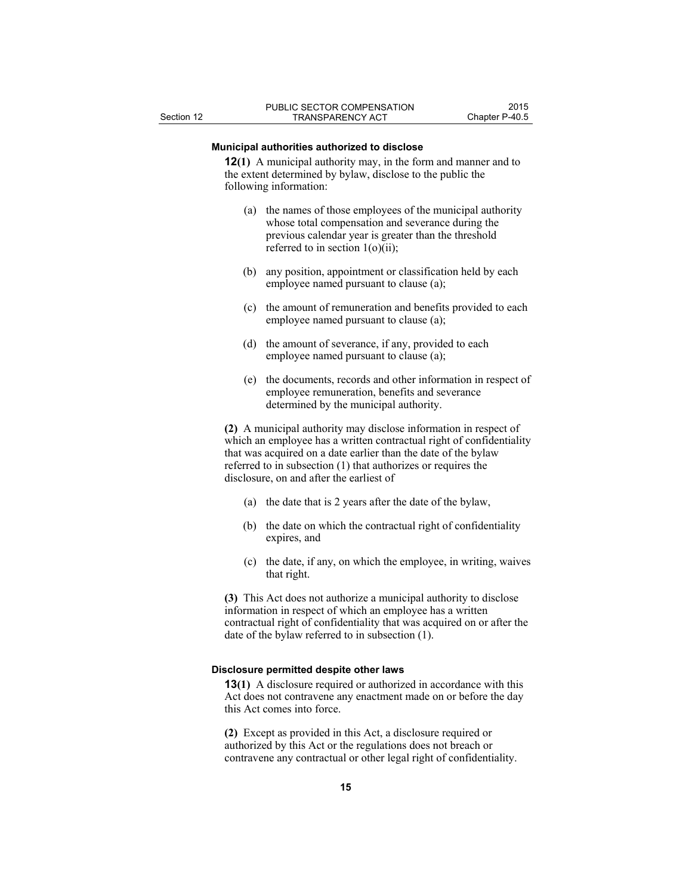### Municipal authorities authorized to disclose

**12(1)** A municipal authority may, in the form and manner and to the extent determined by bylaw, disclose to the public the following information:

(a) the names of those employees of the municipal authority whose total compensation and severance during the previous calendar year is greater than the threshold referred to in section 1(o)(ii);

(b) any position, appointment or classification held by each employee named pursuant to clause (a);

(c) the amount of remuneration and benefits provided to each employee named pursuant to clause (a);

(d) the amount of severance, if any, provided to each employee named pursuant to clause (a);

(e) the documents, records and other information in respect of employee remuneration, benefits and severance determined by the municipal authority.

**(2)** A municipal authority may disclose information in respect of which an employee has a written contractual right of confidentiality that was acquired on a date earlier than the date of the bylaw referred to in subsection (1) that authorizes or requires the disclosure, on and after the earliest of

(a) the date that is 2 years after the date of the bylaw,

(b) the date on which the contractual right of confidentiality expires, and

(c) the date, if any, on which the employee, in writing, waives that right.

**(3)** This Act does not authorize a municipal authority to disclose information in respect of which an employee has a written contractual right of confidentiality that was acquired on or after the date of the bylaw referred to in subsection (1).

### Disclosure permitted despite other laws

**13(1)** A disclosure required or authorized in accordance with this Act does not contravene any enactment made on or before the day this Act comes into force.

**(2)** Except as provided in this Act, a disclosure required or authorized by this Act or the regulations does not breach or contravene any contractual or other legal right of confidentiality.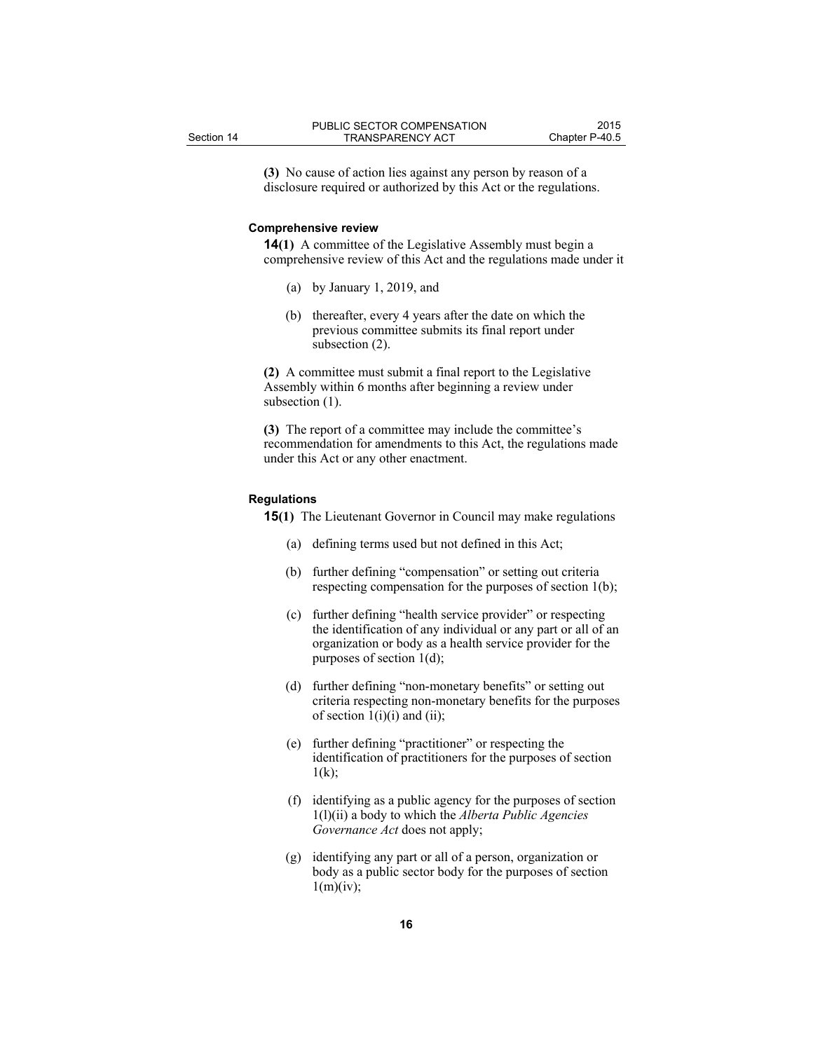**(3)** No cause of action lies against any person by reason of a disclosure required or authorized by this Act or the regulations.

**Comprehensive review**

**14(1)** A committee of the Legislative Assembly must begin a comprehensive review of this Act and the regulations made under it

(a) by January 1, 2019, and

(b) thereafter, every 4 years after the date on which the previous committee submits its final report under subsection (2).

**(2)** A committee must submit a final report to the Legislative Assembly within 6 months after beginning a review under subsection (1).

**(3)** The report of a committee may include the committee's recommendation for amendments to this Act, the regulations made under this Act or any other enactment.

**Regulations**

**15(1)** The Lieutenant Governor in Council may make regulations

(a) defining terms used but not defined in this Act;

(b) further defining "compensation" or setting out criteria respecting compensation for the purposes of section 1(b);

(c) further defining "health service provider" or respecting the identification of any individual or any part or all of an organization or body as a health service provider for the purposes of section 1(d);

(d) further defining "non-monetary benefits" or setting out criteria respecting non-monetary benefits for the purposes of section 1(i)(i) and (ii);

(e) further defining "practitioner" or respecting the identification of practitioners for the purposes of section 1(k);

(f) identifying as a public agency for the purposes of section 1(l)(ii) a body to which the *Alberta Public Agencies Governance Act* does not apply;

(g) identifying any part or all of a person, organization or body as a public sector body for the purposes of section 1(m)(iv);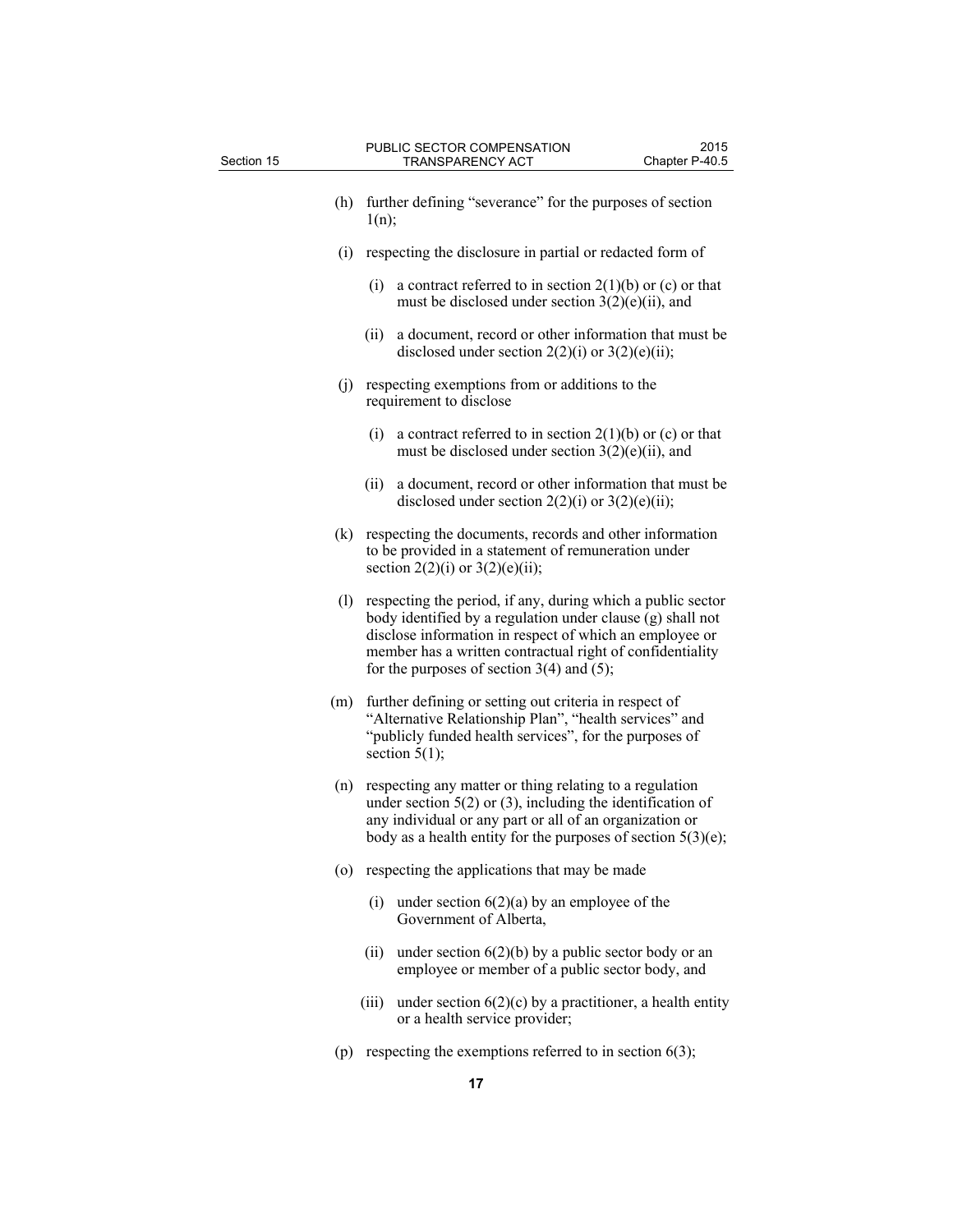(h) further defining "severance" for the purposes of section 1(n);

(i) respecting the disclosure in partial or redacted form of

  (i) a contract referred to in section 2(1)(b) or (c) or that must be disclosed under section 3(2)(e)(ii), and

  (ii) a document, record or other information that must be disclosed under section 2(2)(i) or 3(2)(e)(ii);

(j) respecting exemptions from or additions to the requirement to disclose

  (i) a contract referred to in section 2(1)(b) or (c) or that must be disclosed under section 3(2)(e)(ii), and

  (ii) a document, record or other information that must be disclosed under section 2(2)(i) or 3(2)(e)(ii);

(k) respecting the documents, records and other information to be provided in a statement of remuneration under section 2(2)(i) or 3(2)(e)(ii);

(l) respecting the period, if any, during which a public sector body identified by a regulation under clause (g) shall not disclose information in respect of which an employee or member has a written contractual right of confidentiality for the purposes of section 3(4) and (5);

(m) further defining or setting out criteria in respect of "Alternative Relationship Plan", "health services" and "publicly funded health services", for the purposes of section 5(1);

(n) respecting any matter or thing relating to a regulation under section 5(2) or (3), including the identification of any individual or any part or all of an organization or body as a health entity for the purposes of section 5(3)(e);

(o) respecting the applications that may be made

  (i) under section 6(2)(a) by an employee of the Government of Alberta,

  (ii) under section 6(2)(b) by a public sector body or an employee or member of a public sector body, and

  (iii) under section 6(2)(c) by a practitioner, a health entity or a health service provider;

(p) respecting the exemptions referred to in section 6(3);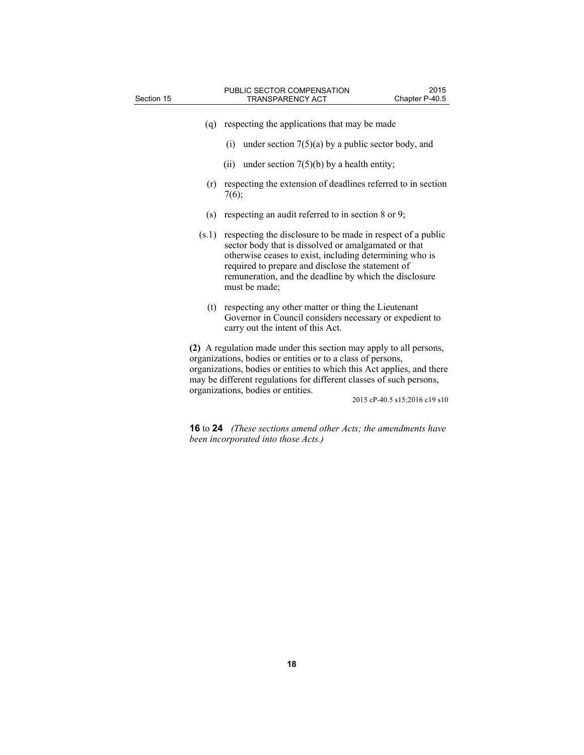(q) respecting the applications that may be made

(i) under section 7(5)(a) by a public sector body, and

(ii) under section 7(5)(b) by a health entity;

(r) respecting the extension of deadlines referred to in section 7(6);

(s) respecting an audit referred to in section 8 or 9;

(s.1) respecting the disclosure to be made in respect of a public sector body that is dissolved or amalgamated or that otherwise ceases to exist, including determining who is required to prepare and disclose the statement of remuneration, and the deadline by which the disclosure must be made;

(t) respecting any other matter or thing the Lieutenant Governor in Council considers necessary or expedient to carry out the intent of this Act.

**(2)** A regulation made under this section may apply to all persons, organizations, bodies or entities or to a class of persons, organizations, bodies or entities to which this Act applies, and there may be different regulations for different classes of such persons, organizations, bodies or entities.

2015 cP-40.5 s15;2016 c19 s10

**16** to **24** *(These sections amend other Acts; the amendments have been incorporated into those Acts.)*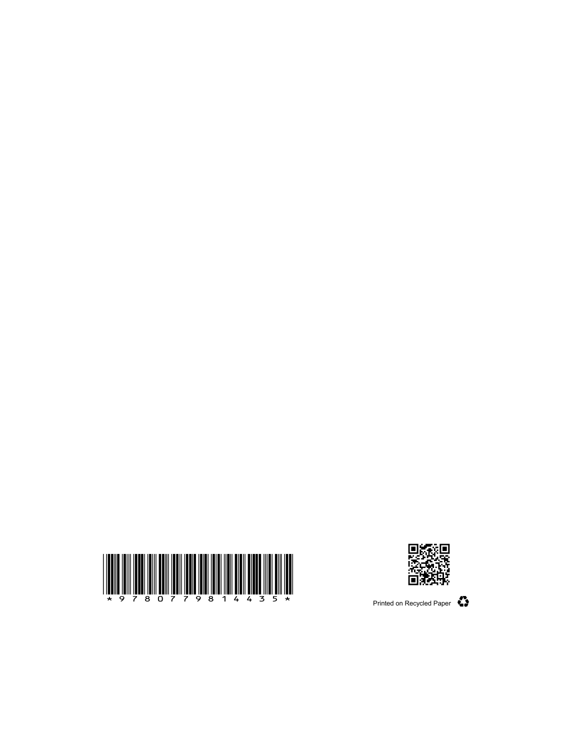*9780779814435*

Printed on Recycled Paper